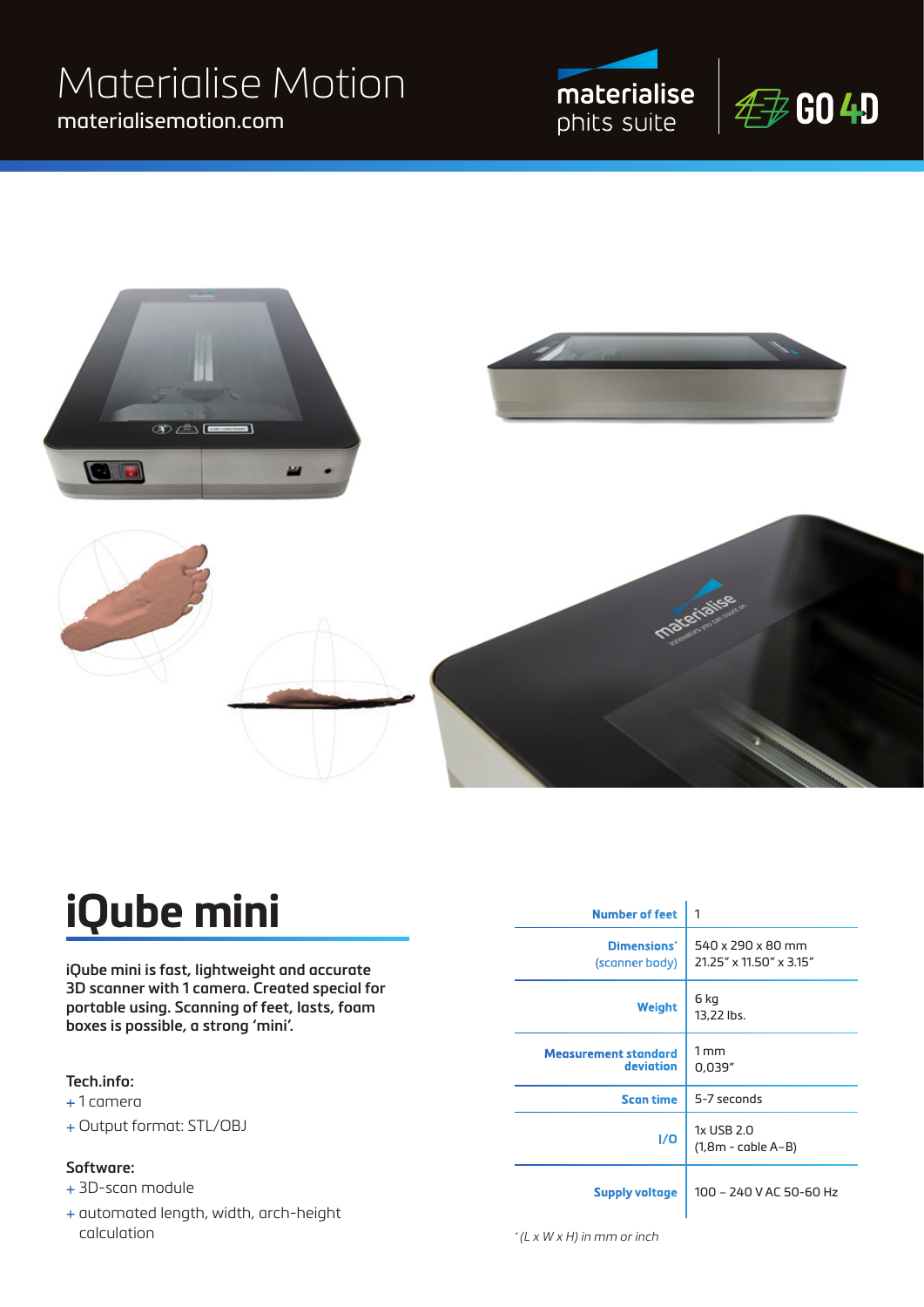# Materialise Motion

materialisemotion.com

materialise
phits suite

GO 4D

# iQube mini

**iQube mini is fast, lightweight and accurate 3D scanner with 1 camera. Created special for portable using. Scanning of feet, lasts, foam boxes is possible, a strong 'mini'.**

**Tech.info:**

+ 1 camera
+ Output format: STL/OBJ

**Software:**

+ 3D-scan module
+ automated length, width, arch-height calculation

| | |
|---|---|
| **Number of feet** | 1 |
| **Dimensions*** (scanner body) | 540 x 290 x 80 mm<br>21.25" x 11.50" x 3.15" |
| **Weight** | 6 kg<br>13,22 lbs. |
| **Measurement standard deviation** | 1 mm<br>0,039" |
| **Scan time** | 5-7 seconds |
| **I/O** | 1x USB 2.0<br>(1,8m - cable A–B) |
| **Supply voltage** | 100 – 240 V AC 50-60 Hz |

*\* (L x W x H) in mm or inch*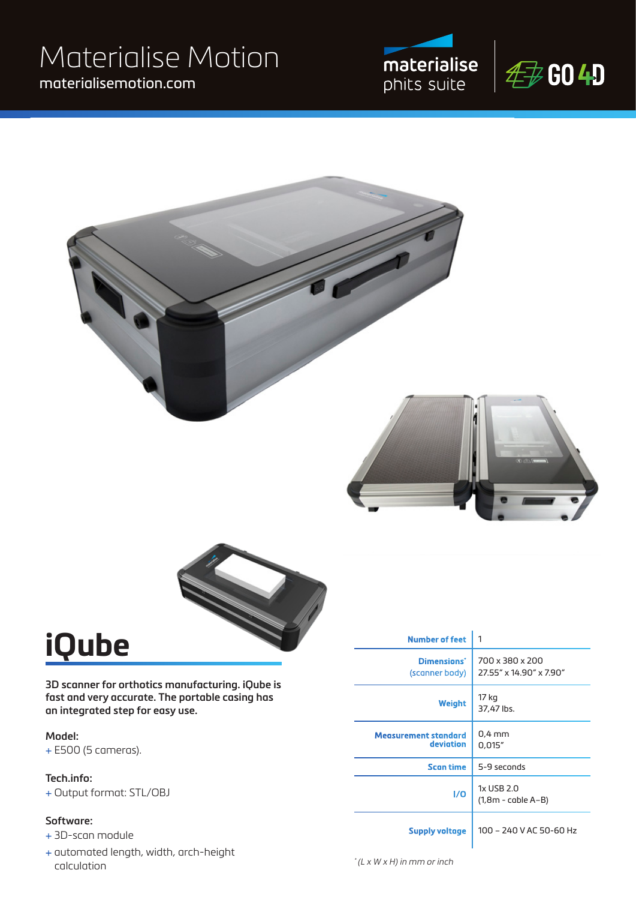Materialise Motion
materialisemotion.com

materialise
phits suite

GO 4D

# iQube

**3D scanner for orthotics manufacturing. iQube is fast and very accurate. The portable casing has an integrated step for easy use.**

**Model:**
+ E500 (5 cameras).

**Tech.info:**
+ Output format: STL/OBJ

**Software:**
+ 3D-scan module
+ automated length, width, arch-height calculation

| | |
|---|---|
| **Number of feet** | 1 |
| **Dimensions*** (scanner body) | 700 x 380 x 200<br>27.55" x 14.90" x 7.90" |
| **Weight** | 17 kg<br>37,47 lbs. |
| **Measurement standard deviation** | 0,4 mm<br>0,015" |
| **Scan time** | 5-9 seconds |
| **I/O** | 1x USB 2.0<br>(1,8m - cable A–B) |
| **Supply voltage** | 100 – 240 V AC 50-60 Hz |

*\* (L x W x H) in mm or inch*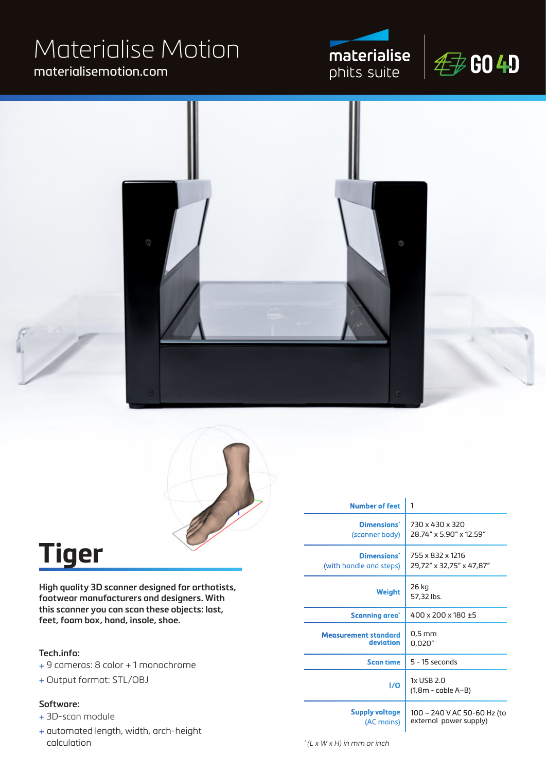# Materialise Motion

materialisemotion.com

materialise phits suite | GO 4D

# Tiger

**High quality 3D scanner designed for orthotists, footwear manufacturers and designers. With this scanner you can scan these objects: last, feet, foam box, hand, insole, shoe.**

**Tech.info:**

+ 9 cameras: 8 color + 1 monochrome
+ Output format: STL/OBJ

**Software:**

+ 3D-scan module
+ automated length, width, arch-height calculation

| | |
|---|---|
| **Number of feet** | 1 |
| **Dimensions*** (scanner body) | 730 x 430 x 320<br>28.74" x 5.90" x 12.59" |
| **Dimensions*** (with handle and steps) | 755 x 832 x 1216<br>29,72" x 32,75" x 47,87" |
| **Weight** | 26 kg<br>57,32 lbs. |
| **Scanning area*** | 400 x 200 x 180 ±5 |
| **Measurement standard deviation** | 0,5 mm<br>0,020" |
| **Scan time** | 5 - 15 seconds |
| **I/O** | 1x USB 2.0<br>(1,8m - cable A–B) |
| **Supply voltage** (AC mains) | 100 – 240 V AC 50-60 Hz (to external power supply) |

*\* (L x W x H) in mm or inch*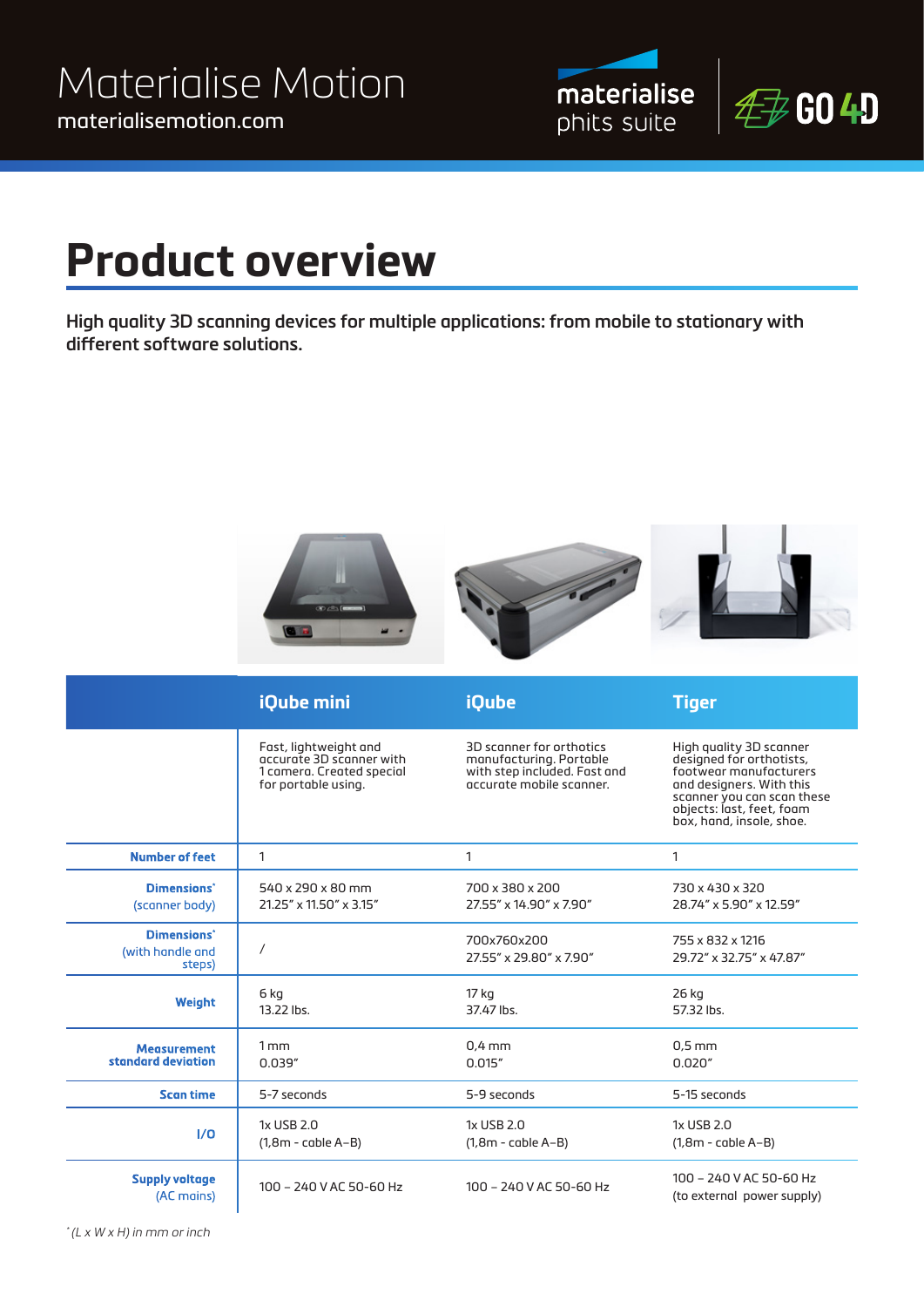Materialise Motion
materialisemotion.com

materialise phits suite | GO 4D

# Product overview

**High quality 3D scanning devices for multiple applications: from mobile to stationary with different software solutions.**

| | iQube mini | iQube | Tiger |
|---|---|---|---|
| | Fast, lightweight and accurate 3D scanner with 1 camera. Created special for portable using. | 3D scanner for orthotics manufacturing. Portable with step included. Fast and accurate mobile scanner. | High quality 3D scanner designed for orthotists, footwear manufacturers and designers. With this scanner you can scan these objects: last, feet, foam box, hand, insole, shoe. |
| **Number of feet** | 1 | 1 | 1 |
| **Dimensions*** (scanner body) | 540 x 290 x 80 mm<br>21.25" x 11.50" x 3.15" | 700 x 380 x 200<br>27.55" x 14.90" x 7.90" | 730 x 430 x 320<br>28.74" x 5.90" x 12.59" |
| **Dimensions*** (with handle and steps) | / | 700x760x200<br>27.55" x 29.80" x 7.90" | 755 x 832 x 1216<br>29.72" x 32.75" x 47.87" |
| **Weight** | 6 kg<br>13.22 lbs. | 17 kg<br>37.47 lbs. | 26 kg<br>57.32 lbs. |
| **Measurement standard deviation** | 1 mm<br>0.039" | 0,4 mm<br>0.015" | 0,5 mm<br>0.020" |
| **Scan time** | 5-7 seconds | 5-9 seconds | 5-15 seconds |
| **I/O** | 1x USB 2.0<br>(1,8m - cable A–B) | 1x USB 2.0<br>(1,8m - cable A–B) | 1x USB 2.0<br>(1,8m - cable A–B) |
| **Supply voltage** (AC mains) | 100 – 240 V AC 50-60 Hz | 100 – 240 V AC 50-60 Hz | 100 – 240 V AC 50-60 Hz<br>(to external power supply) |

*\* (L x W x H) in mm or inch*